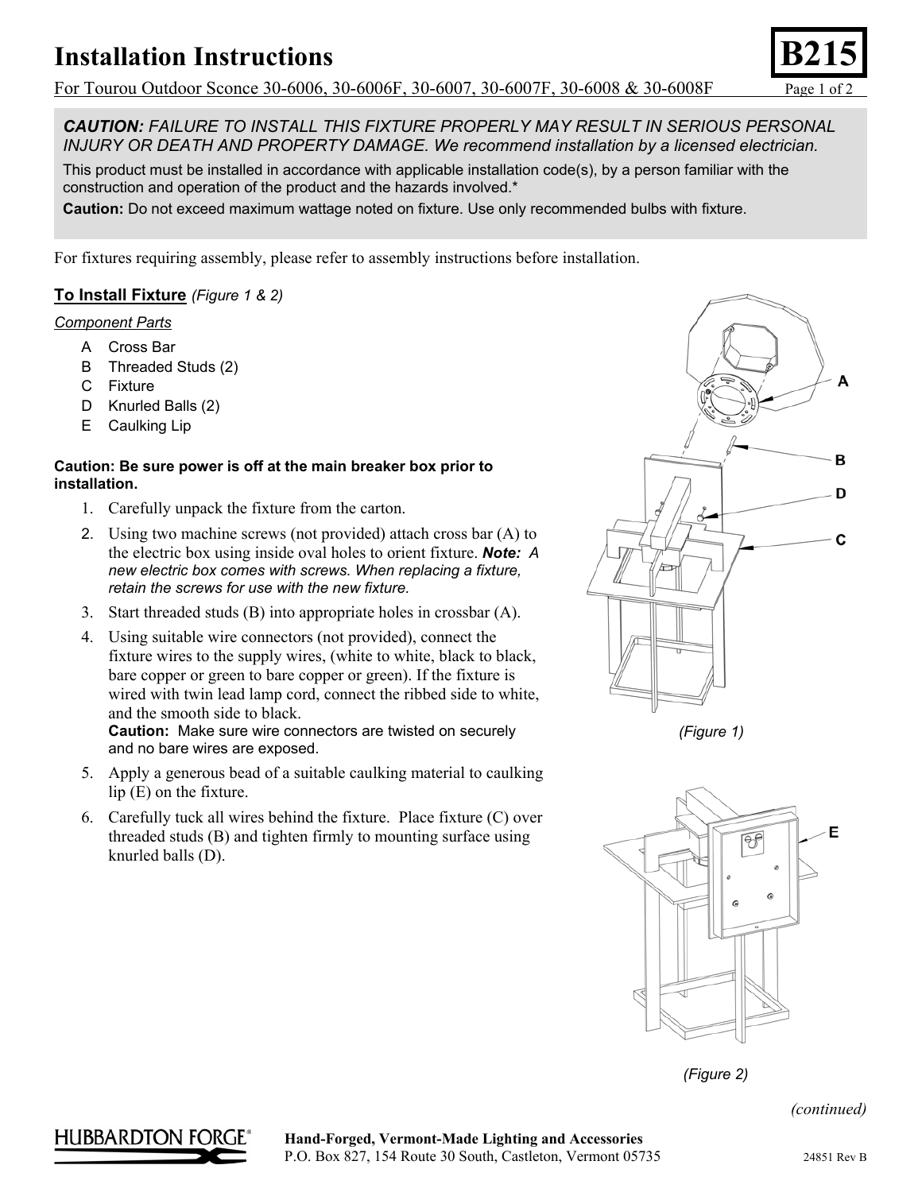# Installation Instructions

**B215**

For Tourou Outdoor Sconce 30-6006, 30-6006F, 30-6007, 30-6007F, 30-6008 & 30-6008F

***CAUTION:*** *FAILURE TO INSTALL THIS FIXTURE PROPERLY MAY RESULT IN SERIOUS PERSONAL INJURY OR DEATH AND PROPERTY DAMAGE. We recommend installation by a licensed electrician.*

This product must be installed in accordance with applicable installation code(s), by a person familiar with the construction and operation of the product and the hazards involved.*

**Caution:** Do not exceed maximum wattage noted on fixture. Use only recommended bulbs with fixture.

For fixtures requiring assembly, please refer to assembly instructions before installation.

## To Install Fixture *(Figure 1 & 2)*

*Component Parts*

- A Cross Bar
- B Threaded Studs (2)
- C Fixture
- D Knurled Balls (2)
- E Caulking Lip

**Caution: Be sure power is off at the main breaker box prior to installation.**

1. Carefully unpack the fixture from the carton.
2. Using two machine screws (not provided) attach cross bar (A) to the electric box using inside oval holes to orient fixture. ***Note:*** *A new electric box comes with screws. When replacing a fixture, retain the screws for use with the new fixture.*
3. Start threaded studs (B) into appropriate holes in crossbar (A).
4. Using suitable wire connectors (not provided), connect the fixture wires to the supply wires, (white to white, black to black, bare copper or green to bare copper or green). If the fixture is wired with twin lead lamp cord, connect the ribbed side to white, and the smooth side to black.
   **Caution:** Make sure wire connectors are twisted on securely and no bare wires are exposed.
5. Apply a generous bead of a suitable caulking material to caulking lip (E) on the fixture.
6. Carefully tuck all wires behind the fixture. Place fixture (C) over threaded studs (B) and tighten firmly to mounting surface using knurled balls (D).

*(Figure 1)*

*(Figure 2)*

*(continued)*

HUBBARDTON FORGE®

**Hand-Forged, Vermont-Made Lighting and Accessories**
P.O. Box 827, 154 Route 30 South, Castleton, Vermont 05735

24851 Rev B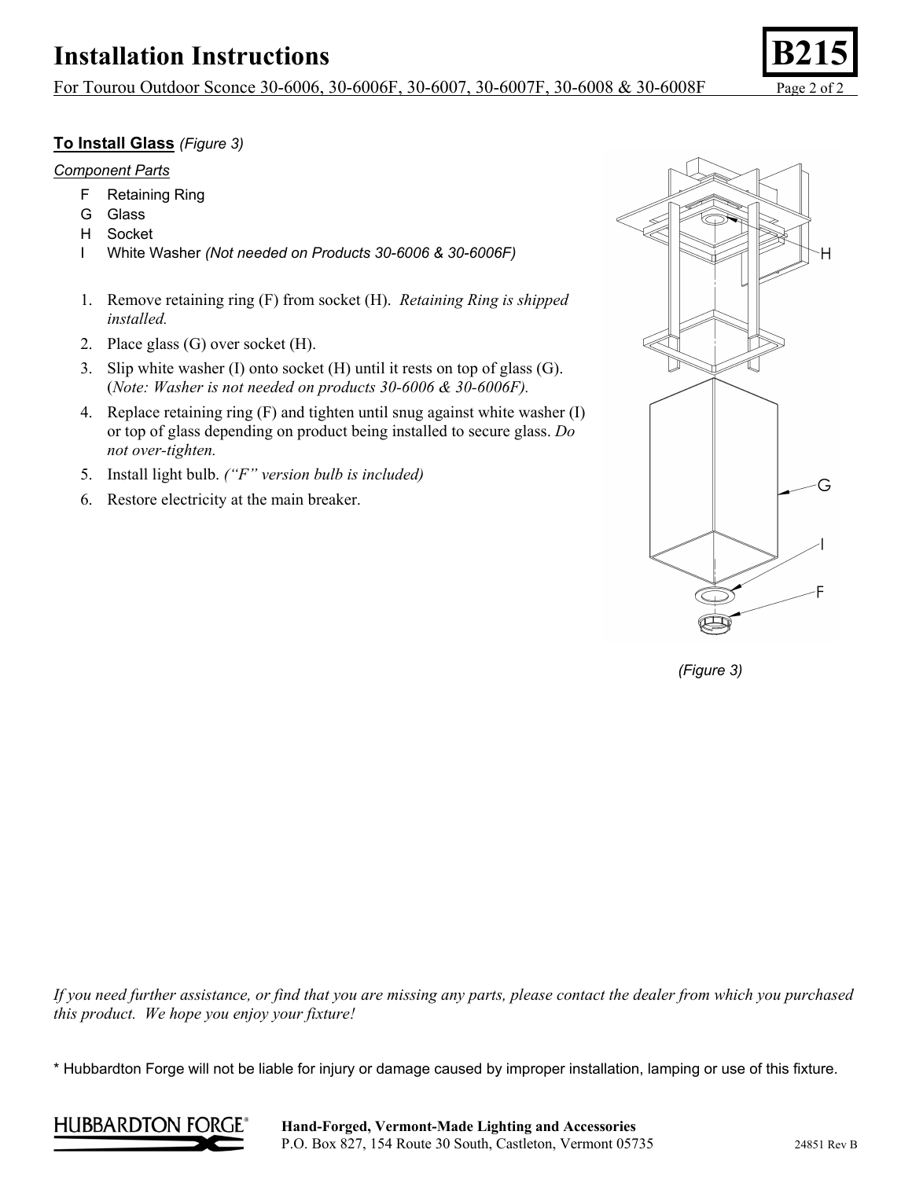# Installation Instructions

For Tourou Outdoor Sconce 30-6006, 30-6006F, 30-6007, 30-6007F, 30-6008 & 30-6008F

**B215**

## To Install Glass *(Figure 3)*

*Component Parts*

- F Retaining Ring
- G Glass
- H Socket
- I White Washer *(Not needed on Products 30-6006 & 30-6006F)*

1. Remove retaining ring (F) from socket (H). *Retaining Ring is shipped installed.*
2. Place glass (G) over socket (H).
3. Slip white washer (I) onto socket (H) until it rests on top of glass (G). (*Note: Washer is not needed on products 30-6006 & 30-6006F).*
4. Replace retaining ring (F) and tighten until snug against white washer (I) or top of glass depending on product being installed to secure glass. *Do not over-tighten.*
5. Install light bulb. *("F" version bulb is included)*
6. Restore electricity at the main breaker.

H

G

I

F

*(Figure 3)*

*If you need further assistance, or find that you are missing any parts, please contact the dealer from which you purchased this product. We hope you enjoy your fixture!*

* Hubbardton Forge will not be liable for injury or damage caused by improper installation, lamping or use of this fixture.

HUBBARDTON FORGE®

**Hand-Forged, Vermont-Made Lighting and Accessories**
P.O. Box 827, 154 Route 30 South, Castleton, Vermont 05735

24851 Rev B